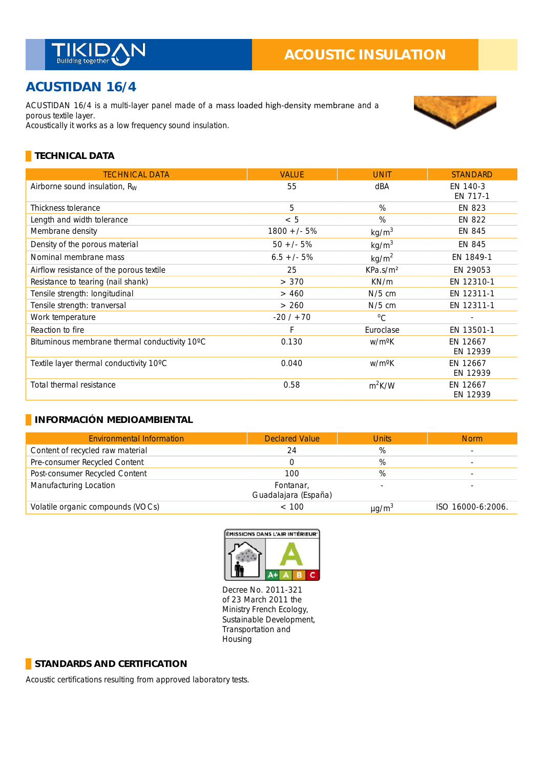TIKIDAN
Building together

# ACOUSTIC INSULATION

## ACUSTIDAN 16/4

ACUSTIDAN 16/4 is a multi-layer panel made of a mass loaded high-density membrane and a porous textile layer.
Acoustically it works as a low frequency sound insulation.

### TECHNICAL DATA

| TECHNICAL DATA | VALUE | UNIT | STANDARD |
|---|---|---|---|
| Airborne sound insulation, $R_W$ | 55 | dBA | EN 140-3<br>EN 717-1 |
| Thickness tolerance | 5 | % | EN 823 |
| Length and width tolerance | < 5 | % | EN 822 |
| Membrane density | 1800 +/- 5% | $kg/m^3$ | EN 845 |
| Density of the porous material | 50 +/- 5% | $kg/m^3$ | EN 845 |
| Nominal membrane mass | 6.5 +/- 5% | $kg/m^2$ | EN 1849-1 |
| Airflow resistance of the porous textile | 25 | $KPa.s/m^2$ | EN 29053 |
| Resistance to tearing (nail shank) | > 370 | KN/m | EN 12310-1 |
| Tensile strength: longitudinal | > 460 | N/5 cm | EN 12311-1 |
| Tensile strength: tranversal | > 260 | N/5 cm | EN 12311-1 |
| Work temperature | -20 / +70 | ºC | - |
| Reaction to fire | F | Euroclase | EN 13501-1 |
| Bituminous membrane thermal conductivity 10ºC | 0.130 | w/mºK | EN 12667<br>EN 12939 |
| Textile layer thermal conductivity 10ºC | 0.040 | w/mºK | EN 12667<br>EN 12939 |
| Total thermal resistance | 0.58 | $m^2K/W$ | EN 12667<br>EN 12939 |

### INFORMACIÓN MEDIOAMBIENTAL

| Environmental Information | Declared Value | Units | Norm |
|---|---|---|---|
| Content of recycled raw material | 24 | % | - |
| Pre-consumer Recycled Content | 0 | % | - |
| Post-consumer Recycled Content | 100 | % | - |
| Manufacturing Location | Fontanar,<br>Guadalajara (España) | - | - |
| Volatile organic compounds (VOCs) | < 100 | $\mu g/m^3$ | ISO 16000-6:2006. |

ÉMISSIONS DANS L'AIR INTÉRIEUR — A (A+ A B C)

Decree No. 2011-321 of 23 March 2011 the Ministry French Ecology, Sustainable Development, Transportation and Housing

### STANDARDS AND CERTIFICATION

Acoustic certifications resulting from approved laboratory tests.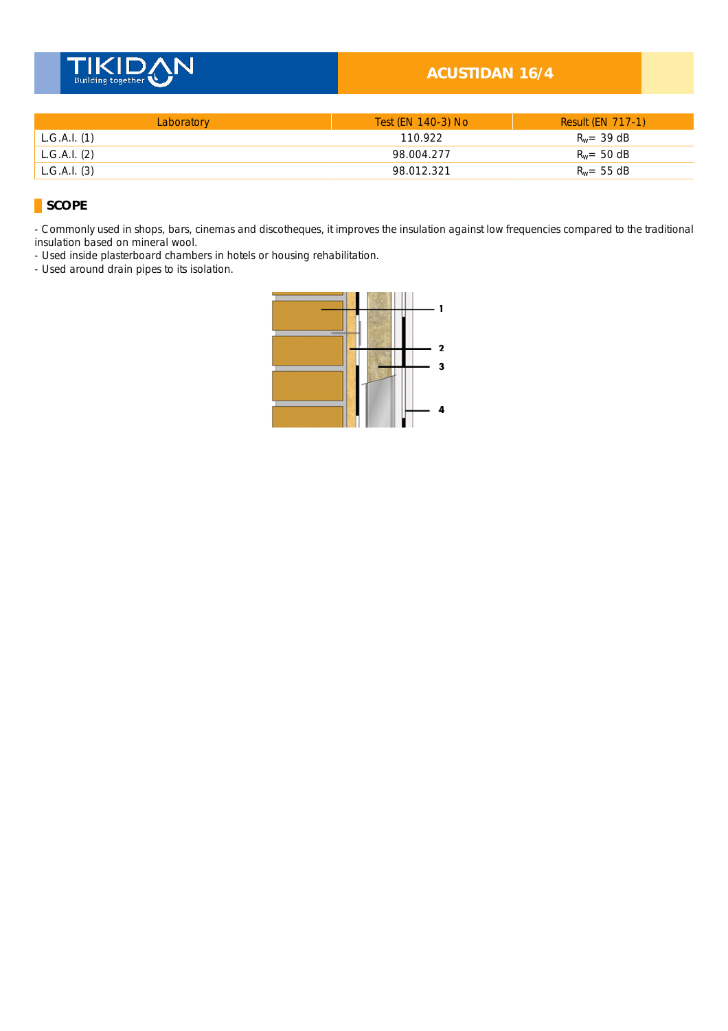| Laboratory | Test (EN 140-3) No | Result (EN 717-1) |
|---|---|---|
| L.G.A.I. (1) | 110.922 | $R_w$= 39 dB |
| L.G.A.I. (2) | 98.004.277 | $R_w$= 50 dB |
| L.G.A.I. (3) | 98.012.321 | $R_w$= 55 dB |

## SCOPE

- Commonly used in shops, bars, cinemas and discotheques, it improves the insulation against low frequencies compared to the traditional insulation based on mineral wool.
- Used inside plasterboard chambers in hotels or housing rehabilitation.
- Used around drain pipes to its isolation.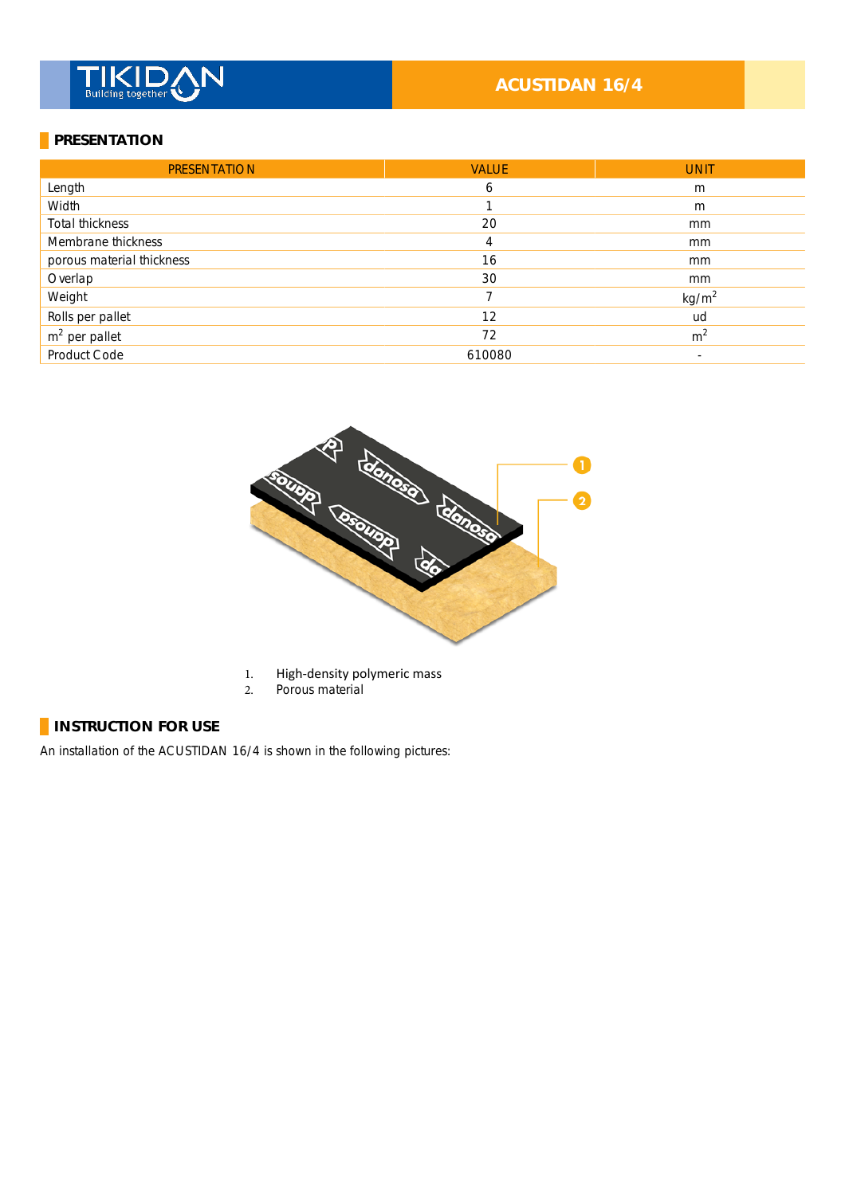## PRESENTATION

| PRESENTATION | VALUE | UNIT |
|---|---|---|
| Length | 6 | m |
| Width | 1 | m |
| Total thickness | 20 | mm |
| Membrane thickness | 4 | mm |
| porous material thickness | 16 | mm |
| Overlap | 30 | mm |
| Weight | 7 | $kg/m^2$ |
| Rolls per pallet | 12 | ud |
| $m^2$ per pallet | 72 | $m^2$ |
| Product Code | 610080 | - |

1. High-density polymeric mass
2. Porous material

## INSTRUCTION FOR USE

An installation of the ACUSTIDAN 16/4 is shown in the following pictures: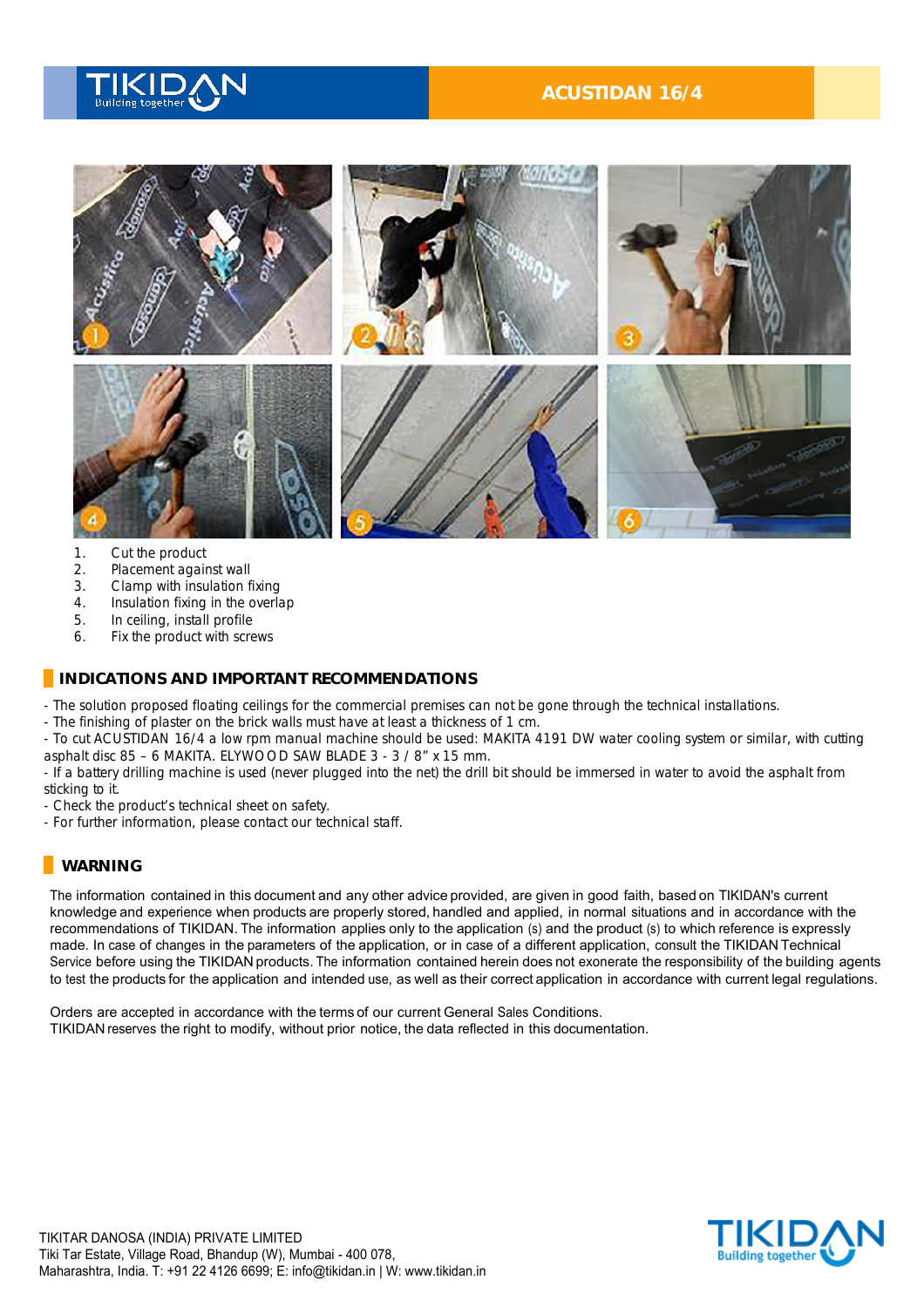1. Cut the product
2. Placement against wall
3. Clamp with insulation fixing
4. Insulation fixing in the overlap
5. In ceiling, install profile
6. Fix the product with screws

## INDICATIONS AND IMPORTANT RECOMMENDATIONS

- The solution proposed floating ceilings for the commercial premises can not be gone through the technical installations.
- The finishing of plaster on the brick walls must have at least a thickness of 1 cm.
- To cut ACUSTIDAN 16/4 a low rpm manual machine should be used: MAKITA 4191 DW water cooling system or similar, with cutting asphalt disc 85 – 6 MAKITA. ELYWOOD SAW BLADE 3 - 3 / 8" x 15 mm.
- If a battery drilling machine is used (never plugged into the net) the drill bit should be immersed in water to avoid the asphalt from sticking to it.
- Check the product's technical sheet on safety.
- For further information, please contact our technical staff.

## WARNING

The information contained in this document and any other advice provided, are given in good faith, based on TIKIDAN's current knowledge and experience when products are properly stored, handled and applied, in normal situations and in accordance with the recommendations of TIKIDAN. The information applies only to the application (s) and the product (s) to which reference is expressly made. In case of changes in the parameters of the application, or in case of a different application, consult the TIKIDAN Technical Service before using the TIKIDAN products. The information contained herein does not exonerate the responsibility of the building agents to test the products for the application and intended use, as well as their correct application in accordance with current legal regulations.

Orders are accepted in accordance with the terms of our current General Sales Conditions.
TIKIDAN reserves the right to modify, without prior notice, the data reflected in this documentation.

TIKITAR DANOSA (INDIA) PRIVATE LIMITED
Tiki Tar Estate, Village Road, Bhandup (W), Mumbai - 400 078,
Maharashtra, India. T: +91 22 4126 6699; E: info@tikidan.in | W: www.tikidan.in